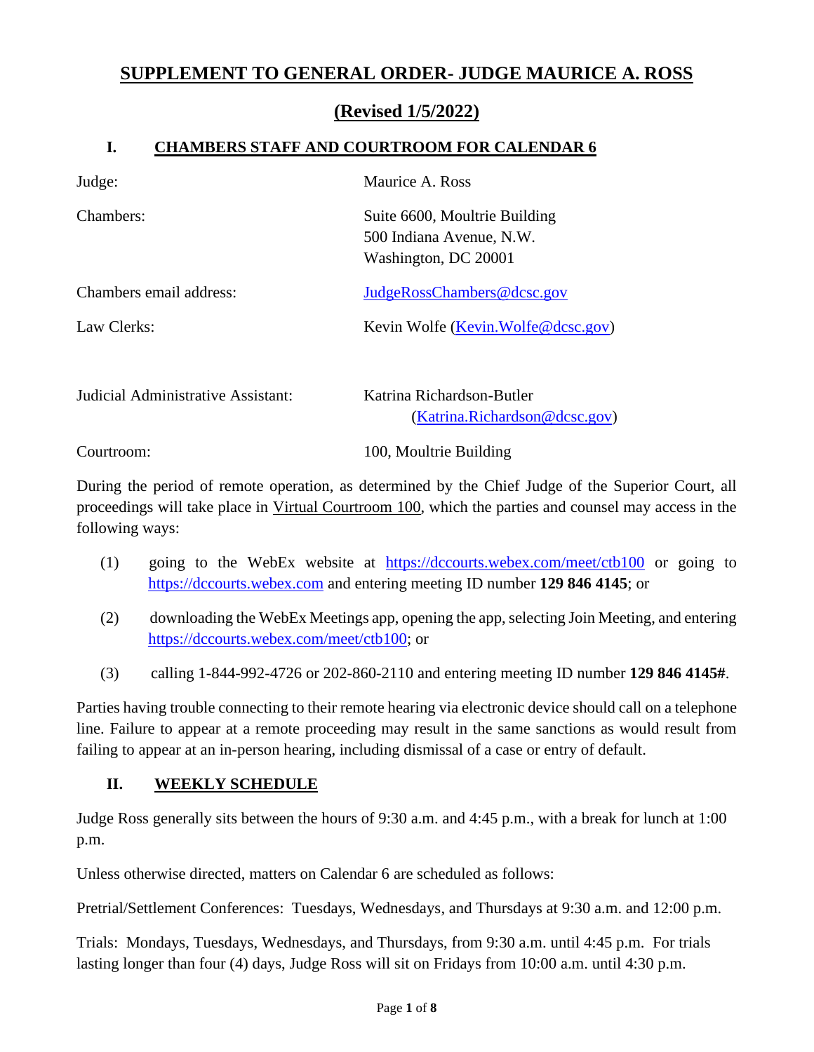# SUPPLEMENT TO GENERAL ORDER- JUDGE MAURICE A. ROSS

## (Revised 1/5/2022)

### I. CHAMBERS STAFF AND COURTROOM FOR CALENDAR 6

| | |
|---|---|
| Judge: | Maurice A. Ross |
| Chambers: | Suite 6600, Moultrie Building<br>500 Indiana Avenue, N.W.<br>Washington, DC 20001 |
| Chambers email address: | JudgeRossChambers@dcsc.gov |
| Law Clerks: | Kevin Wolfe (Kevin.Wolfe@dcsc.gov) |
| Judicial Administrative Assistant: | Katrina Richardson-Butler (Katrina.Richardson@dcsc.gov) |
| Courtroom: | 100, Moultrie Building |

During the period of remote operation, as determined by the Chief Judge of the Superior Court, all proceedings will take place in Virtual Courtroom 100, which the parties and counsel may access in the following ways:

(1) going to the WebEx website at https://dccourts.webex.com/meet/ctb100 or going to https://dccourts.webex.com and entering meeting ID number **129 846 4145**; or

(2) downloading the WebEx Meetings app, opening the app, selecting Join Meeting, and entering https://dccourts.webex.com/meet/ctb100; or

(3) calling 1-844-992-4726 or 202-860-2110 and entering meeting ID number **129 846 4145#**.

Parties having trouble connecting to their remote hearing via electronic device should call on a telephone line. Failure to appear at a remote proceeding may result in the same sanctions as would result from failing to appear at an in-person hearing, including dismissal of a case or entry of default.

### II. WEEKLY SCHEDULE

Judge Ross generally sits between the hours of 9:30 a.m. and 4:45 p.m., with a break for lunch at 1:00 p.m.

Unless otherwise directed, matters on Calendar 6 are scheduled as follows:

Pretrial/Settlement Conferences: Tuesdays, Wednesdays, and Thursdays at 9:30 a.m. and 12:00 p.m.

Trials: Mondays, Tuesdays, Wednesdays, and Thursdays, from 9:30 a.m. until 4:45 p.m. For trials lasting longer than four (4) days, Judge Ross will sit on Fridays from 10:00 a.m. until 4:30 p.m.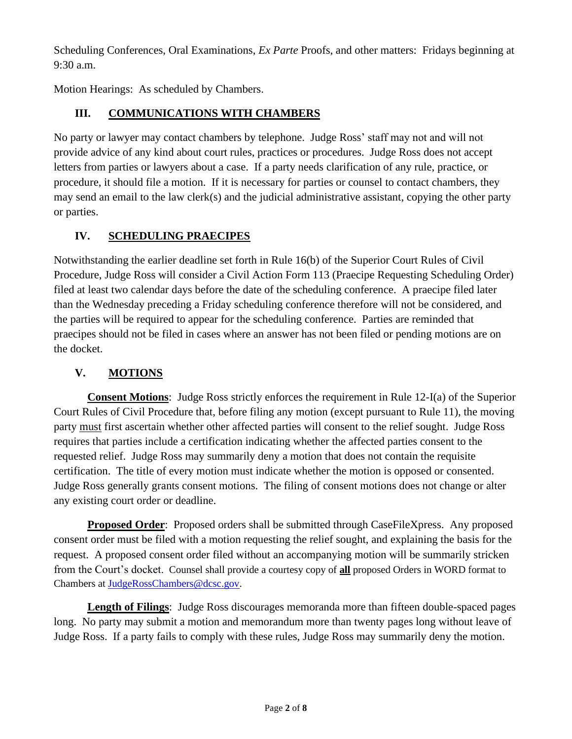Scheduling Conferences, Oral Examinations, *Ex Parte* Proofs, and other matters: Fridays beginning at 9:30 a.m.

Motion Hearings: As scheduled by Chambers.

## III. COMMUNICATIONS WITH CHAMBERS

No party or lawyer may contact chambers by telephone. Judge Ross' staff may not and will not provide advice of any kind about court rules, practices or procedures. Judge Ross does not accept letters from parties or lawyers about a case. If a party needs clarification of any rule, practice, or procedure, it should file a motion. If it is necessary for parties or counsel to contact chambers, they may send an email to the law clerk(s) and the judicial administrative assistant, copying the other party or parties.

## IV. SCHEDULING PRAECIPES

Notwithstanding the earlier deadline set forth in Rule 16(b) of the Superior Court Rules of Civil Procedure, Judge Ross will consider a Civil Action Form 113 (Praecipe Requesting Scheduling Order) filed at least two calendar days before the date of the scheduling conference. A praecipe filed later than the Wednesday preceding a Friday scheduling conference therefore will not be considered, and the parties will be required to appear for the scheduling conference. Parties are reminded that praecipes should not be filed in cases where an answer has not been filed or pending motions are on the docket.

## V. MOTIONS

**Consent Motions**: Judge Ross strictly enforces the requirement in Rule 12-I(a) of the Superior Court Rules of Civil Procedure that, before filing any motion (except pursuant to Rule 11), the moving party must first ascertain whether other affected parties will consent to the relief sought. Judge Ross requires that parties include a certification indicating whether the affected parties consent to the requested relief. Judge Ross may summarily deny a motion that does not contain the requisite certification. The title of every motion must indicate whether the motion is opposed or consented. Judge Ross generally grants consent motions. The filing of consent motions does not change or alter any existing court order or deadline.

**Proposed Order**: Proposed orders shall be submitted through CaseFileXpress. Any proposed consent order must be filed with a motion requesting the relief sought, and explaining the basis for the request. A proposed consent order filed without an accompanying motion will be summarily stricken from the Court's docket. Counsel shall provide a courtesy copy of **all** proposed Orders in WORD format to Chambers at JudgeRossChambers@dcsc.gov.

**Length of Filings**: Judge Ross discourages memoranda more than fifteen double-spaced pages long. No party may submit a motion and memorandum more than twenty pages long without leave of Judge Ross. If a party fails to comply with these rules, Judge Ross may summarily deny the motion.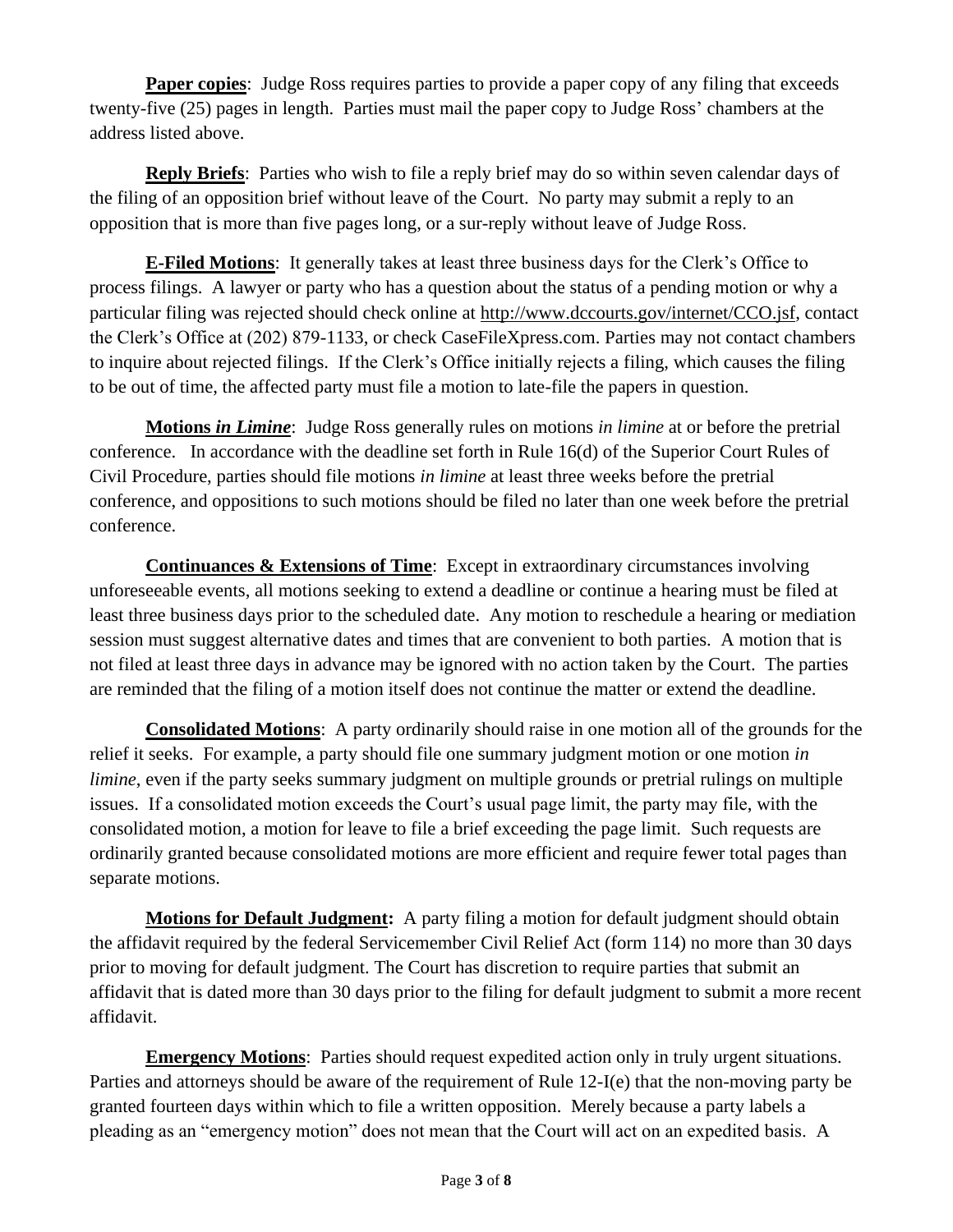**Paper copies**: Judge Ross requires parties to provide a paper copy of any filing that exceeds twenty-five (25) pages in length. Parties must mail the paper copy to Judge Ross' chambers at the address listed above.

**Reply Briefs**: Parties who wish to file a reply brief may do so within seven calendar days of the filing of an opposition brief without leave of the Court. No party may submit a reply to an opposition that is more than five pages long, or a sur-reply without leave of Judge Ross.

**E-Filed Motions**: It generally takes at least three business days for the Clerk's Office to process filings. A lawyer or party who has a question about the status of a pending motion or why a particular filing was rejected should check online at http://www.dccourts.gov/internet/CCO.jsf, contact the Clerk's Office at (202) 879-1133, or check CaseFileXpress.com. Parties may not contact chambers to inquire about rejected filings. If the Clerk's Office initially rejects a filing, which causes the filing to be out of time, the affected party must file a motion to late-file the papers in question.

**Motions *in Limine***: Judge Ross generally rules on motions *in limine* at or before the pretrial conference. In accordance with the deadline set forth in Rule 16(d) of the Superior Court Rules of Civil Procedure, parties should file motions *in limine* at least three weeks before the pretrial conference, and oppositions to such motions should be filed no later than one week before the pretrial conference.

**Continuances & Extensions of Time**: Except in extraordinary circumstances involving unforeseeable events, all motions seeking to extend a deadline or continue a hearing must be filed at least three business days prior to the scheduled date. Any motion to reschedule a hearing or mediation session must suggest alternative dates and times that are convenient to both parties. A motion that is not filed at least three days in advance may be ignored with no action taken by the Court. The parties are reminded that the filing of a motion itself does not continue the matter or extend the deadline.

**Consolidated Motions**: A party ordinarily should raise in one motion all of the grounds for the relief it seeks. For example, a party should file one summary judgment motion or one motion *in limine*, even if the party seeks summary judgment on multiple grounds or pretrial rulings on multiple issues. If a consolidated motion exceeds the Court's usual page limit, the party may file, with the consolidated motion, a motion for leave to file a brief exceeding the page limit. Such requests are ordinarily granted because consolidated motions are more efficient and require fewer total pages than separate motions.

**Motions for Default Judgment:** A party filing a motion for default judgment should obtain the affidavit required by the federal Servicemember Civil Relief Act (form 114) no more than 30 days prior to moving for default judgment. The Court has discretion to require parties that submit an affidavit that is dated more than 30 days prior to the filing for default judgment to submit a more recent affidavit.

**Emergency Motions**: Parties should request expedited action only in truly urgent situations. Parties and attorneys should be aware of the requirement of Rule 12-I(e) that the non-moving party be granted fourteen days within which to file a written opposition. Merely because a party labels a pleading as an "emergency motion" does not mean that the Court will act on an expedited basis. A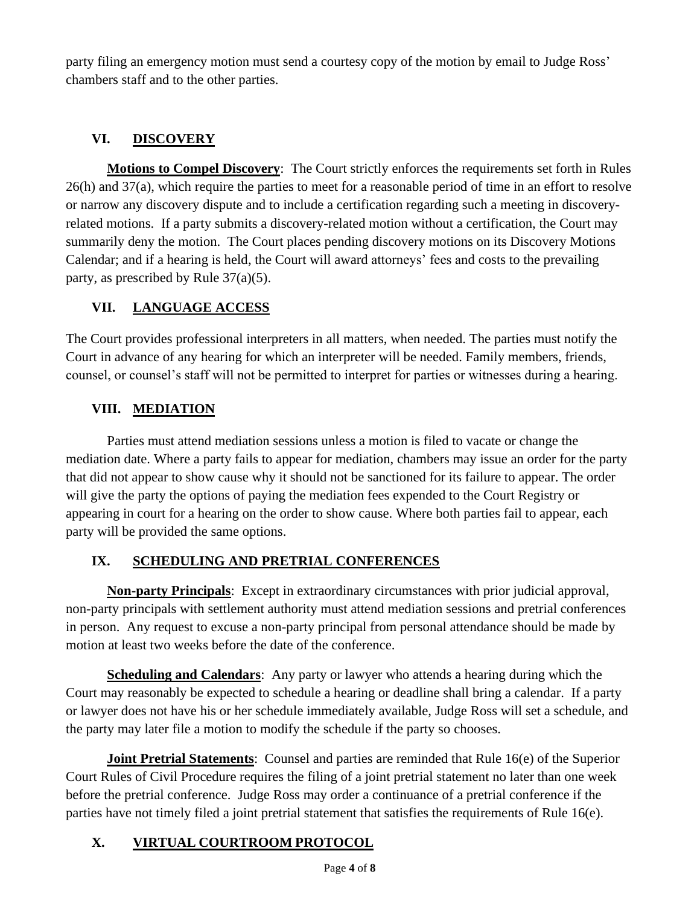party filing an emergency motion must send a courtesy copy of the motion by email to Judge Ross' chambers staff and to the other parties.

## VI. DISCOVERY

**Motions to Compel Discovery**: The Court strictly enforces the requirements set forth in Rules 26(h) and 37(a), which require the parties to meet for a reasonable period of time in an effort to resolve or narrow any discovery dispute and to include a certification regarding such a meeting in discovery-related motions. If a party submits a discovery-related motion without a certification, the Court may summarily deny the motion. The Court places pending discovery motions on its Discovery Motions Calendar; and if a hearing is held, the Court will award attorneys' fees and costs to the prevailing party, as prescribed by Rule 37(a)(5).

## VII. LANGUAGE ACCESS

The Court provides professional interpreters in all matters, when needed. The parties must notify the Court in advance of any hearing for which an interpreter will be needed. Family members, friends, counsel, or counsel's staff will not be permitted to interpret for parties or witnesses during a hearing.

## VIII. MEDIATION

Parties must attend mediation sessions unless a motion is filed to vacate or change the mediation date. Where a party fails to appear for mediation, chambers may issue an order for the party that did not appear to show cause why it should not be sanctioned for its failure to appear. The order will give the party the options of paying the mediation fees expended to the Court Registry or appearing in court for a hearing on the order to show cause. Where both parties fail to appear, each party will be provided the same options.

## IX. SCHEDULING AND PRETRIAL CONFERENCES

**Non-party Principals**: Except in extraordinary circumstances with prior judicial approval, non-party principals with settlement authority must attend mediation sessions and pretrial conferences in person. Any request to excuse a non-party principal from personal attendance should be made by motion at least two weeks before the date of the conference.

**Scheduling and Calendars**: Any party or lawyer who attends a hearing during which the Court may reasonably be expected to schedule a hearing or deadline shall bring a calendar. If a party or lawyer does not have his or her schedule immediately available, Judge Ross will set a schedule, and the party may later file a motion to modify the schedule if the party so chooses.

**Joint Pretrial Statements**: Counsel and parties are reminded that Rule 16(e) of the Superior Court Rules of Civil Procedure requires the filing of a joint pretrial statement no later than one week before the pretrial conference. Judge Ross may order a continuance of a pretrial conference if the parties have not timely filed a joint pretrial statement that satisfies the requirements of Rule 16(e).

## X. VIRTUAL COURTROOM PROTOCOL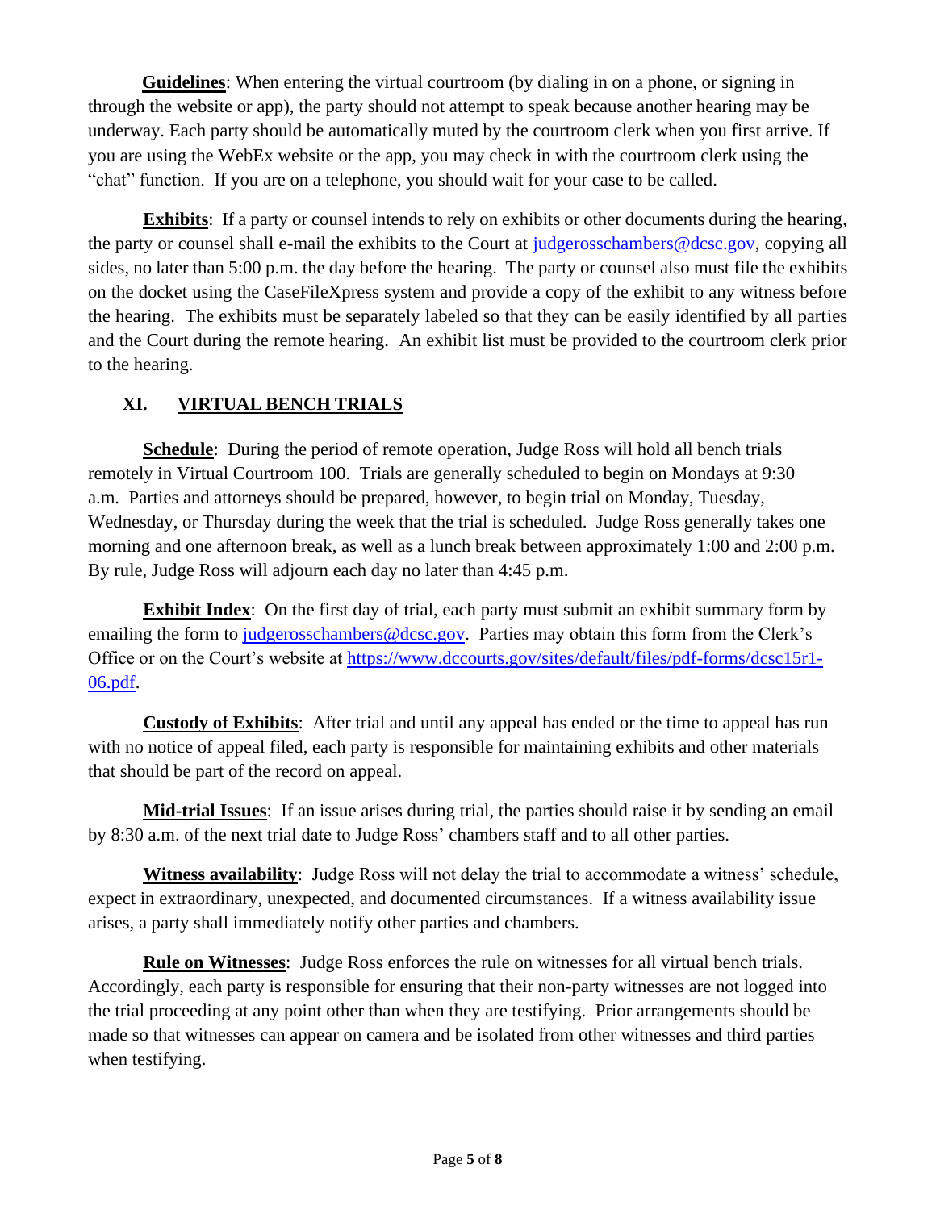**Guidelines**: When entering the virtual courtroom (by dialing in on a phone, or signing in through the website or app), the party should not attempt to speak because another hearing may be underway. Each party should be automatically muted by the courtroom clerk when you first arrive. If you are using the WebEx website or the app, you may check in with the courtroom clerk using the "chat" function. If you are on a telephone, you should wait for your case to be called.

**Exhibits**: If a party or counsel intends to rely on exhibits or other documents during the hearing, the party or counsel shall e-mail the exhibits to the Court at judgerosschambers@dcsc.gov, copying all sides, no later than 5:00 p.m. the day before the hearing. The party or counsel also must file the exhibits on the docket using the CaseFileXpress system and provide a copy of the exhibit to any witness before the hearing. The exhibits must be separately labeled so that they can be easily identified by all parties and the Court during the remote hearing. An exhibit list must be provided to the courtroom clerk prior to the hearing.

## XI. VIRTUAL BENCH TRIALS

**Schedule**: During the period of remote operation, Judge Ross will hold all bench trials remotely in Virtual Courtroom 100. Trials are generally scheduled to begin on Mondays at 9:30 a.m. Parties and attorneys should be prepared, however, to begin trial on Monday, Tuesday, Wednesday, or Thursday during the week that the trial is scheduled. Judge Ross generally takes one morning and one afternoon break, as well as a lunch break between approximately 1:00 and 2:00 p.m. By rule, Judge Ross will adjourn each day no later than 4:45 p.m.

**Exhibit Index**: On the first day of trial, each party must submit an exhibit summary form by emailing the form to judgerosschambers@dcsc.gov. Parties may obtain this form from the Clerk's Office or on the Court's website at https://www.dccourts.gov/sites/default/files/pdf-forms/dcsc15r1-06.pdf.

**Custody of Exhibits**: After trial and until any appeal has ended or the time to appeal has run with no notice of appeal filed, each party is responsible for maintaining exhibits and other materials that should be part of the record on appeal.

**Mid-trial Issues**: If an issue arises during trial, the parties should raise it by sending an email by 8:30 a.m. of the next trial date to Judge Ross' chambers staff and to all other parties.

**Witness availability**: Judge Ross will not delay the trial to accommodate a witness' schedule, expect in extraordinary, unexpected, and documented circumstances. If a witness availability issue arises, a party shall immediately notify other parties and chambers.

**Rule on Witnesses**: Judge Ross enforces the rule on witnesses for all virtual bench trials. Accordingly, each party is responsible for ensuring that their non-party witnesses are not logged into the trial proceeding at any point other than when they are testifying. Prior arrangements should be made so that witnesses can appear on camera and be isolated from other witnesses and third parties when testifying.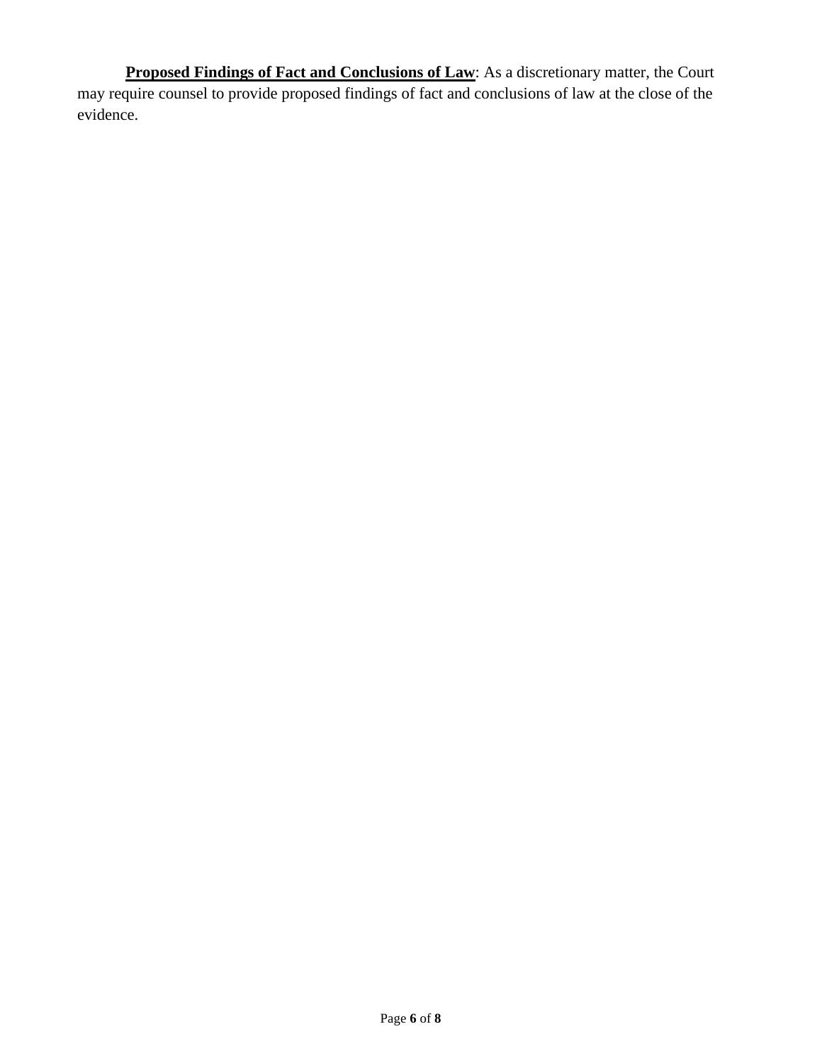**<u>Proposed Findings of Fact and Conclusions of Law</u>**: As a discretionary matter, the Court may require counsel to provide proposed findings of fact and conclusions of law at the close of the evidence.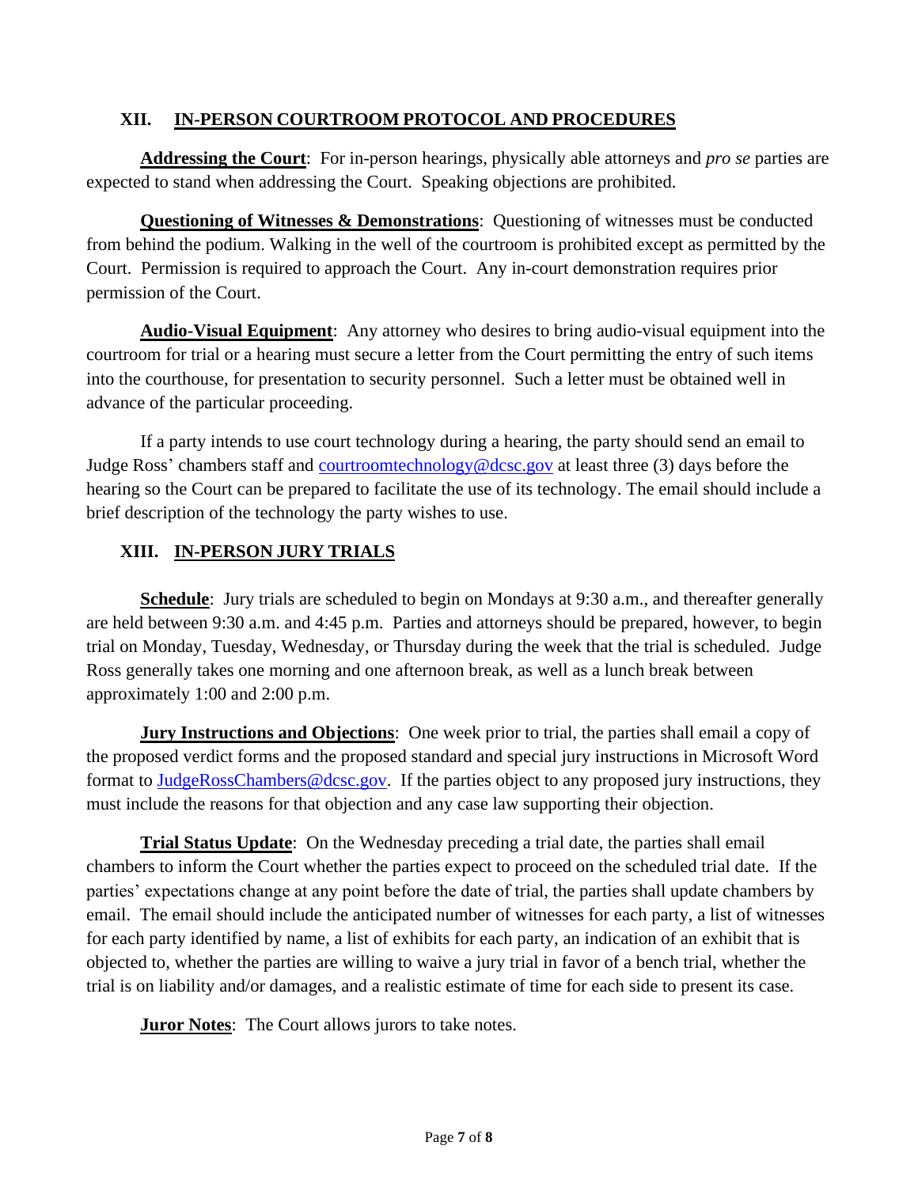## XII. IN-PERSON COURTROOM PROTOCOL AND PROCEDURES

**Addressing the Court**: For in-person hearings, physically able attorneys and *pro se* parties are expected to stand when addressing the Court. Speaking objections are prohibited.

**Questioning of Witnesses & Demonstrations**: Questioning of witnesses must be conducted from behind the podium. Walking in the well of the courtroom is prohibited except as permitted by the Court. Permission is required to approach the Court. Any in-court demonstration requires prior permission of the Court.

**Audio-Visual Equipment**: Any attorney who desires to bring audio-visual equipment into the courtroom for trial or a hearing must secure a letter from the Court permitting the entry of such items into the courthouse, for presentation to security personnel. Such a letter must be obtained well in advance of the particular proceeding.

If a party intends to use court technology during a hearing, the party should send an email to Judge Ross' chambers staff and courtroomtechnology@dcsc.gov at least three (3) days before the hearing so the Court can be prepared to facilitate the use of its technology. The email should include a brief description of the technology the party wishes to use.

## XIII. IN-PERSON JURY TRIALS

**Schedule**: Jury trials are scheduled to begin on Mondays at 9:30 a.m., and thereafter generally are held between 9:30 a.m. and 4:45 p.m. Parties and attorneys should be prepared, however, to begin trial on Monday, Tuesday, Wednesday, or Thursday during the week that the trial is scheduled. Judge Ross generally takes one morning and one afternoon break, as well as a lunch break between approximately 1:00 and 2:00 p.m.

**Jury Instructions and Objections**: One week prior to trial, the parties shall email a copy of the proposed verdict forms and the proposed standard and special jury instructions in Microsoft Word format to JudgeRossChambers@dcsc.gov. If the parties object to any proposed jury instructions, they must include the reasons for that objection and any case law supporting their objection.

**Trial Status Update**: On the Wednesday preceding a trial date, the parties shall email chambers to inform the Court whether the parties expect to proceed on the scheduled trial date. If the parties' expectations change at any point before the date of trial, the parties shall update chambers by email. The email should include the anticipated number of witnesses for each party, a list of witnesses for each party identified by name, a list of exhibits for each party, an indication of an exhibit that is objected to, whether the parties are willing to waive a jury trial in favor of a bench trial, whether the trial is on liability and/or damages, and a realistic estimate of time for each side to present its case.

**Juror Notes**: The Court allows jurors to take notes.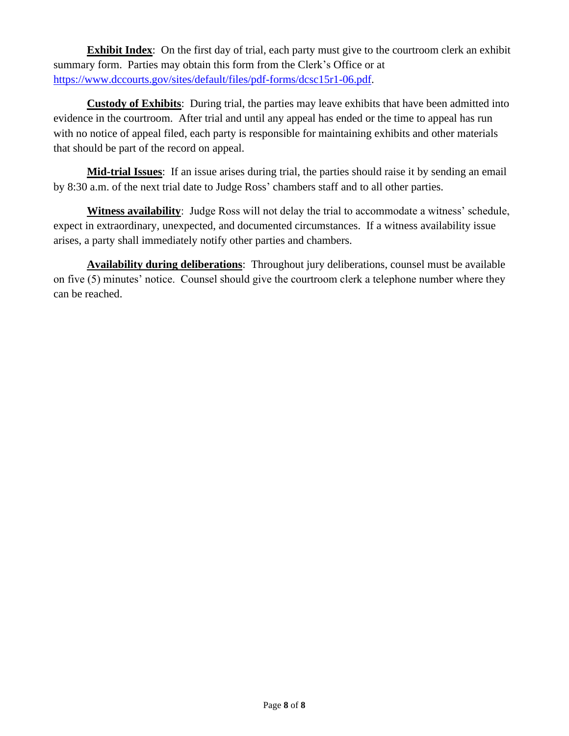**Exhibit Index**: On the first day of trial, each party must give to the courtroom clerk an exhibit summary form. Parties may obtain this form from the Clerk's Office or at [https://www.dccourts.gov/sites/default/files/pdf-forms/dcsc15r1-06.pdf](https://www.dccourts.gov/sites/default/files/pdf-forms/dcsc15r1-06.pdf).

**Custody of Exhibits**: During trial, the parties may leave exhibits that have been admitted into evidence in the courtroom. After trial and until any appeal has ended or the time to appeal has run with no notice of appeal filed, each party is responsible for maintaining exhibits and other materials that should be part of the record on appeal.

**Mid-trial Issues**: If an issue arises during trial, the parties should raise it by sending an email by 8:30 a.m. of the next trial date to Judge Ross' chambers staff and to all other parties.

**Witness availability**: Judge Ross will not delay the trial to accommodate a witness' schedule, expect in extraordinary, unexpected, and documented circumstances. If a witness availability issue arises, a party shall immediately notify other parties and chambers.

**Availability during deliberations**: Throughout jury deliberations, counsel must be available on five (5) minutes' notice. Counsel should give the courtroom clerk a telephone number where they can be reached.